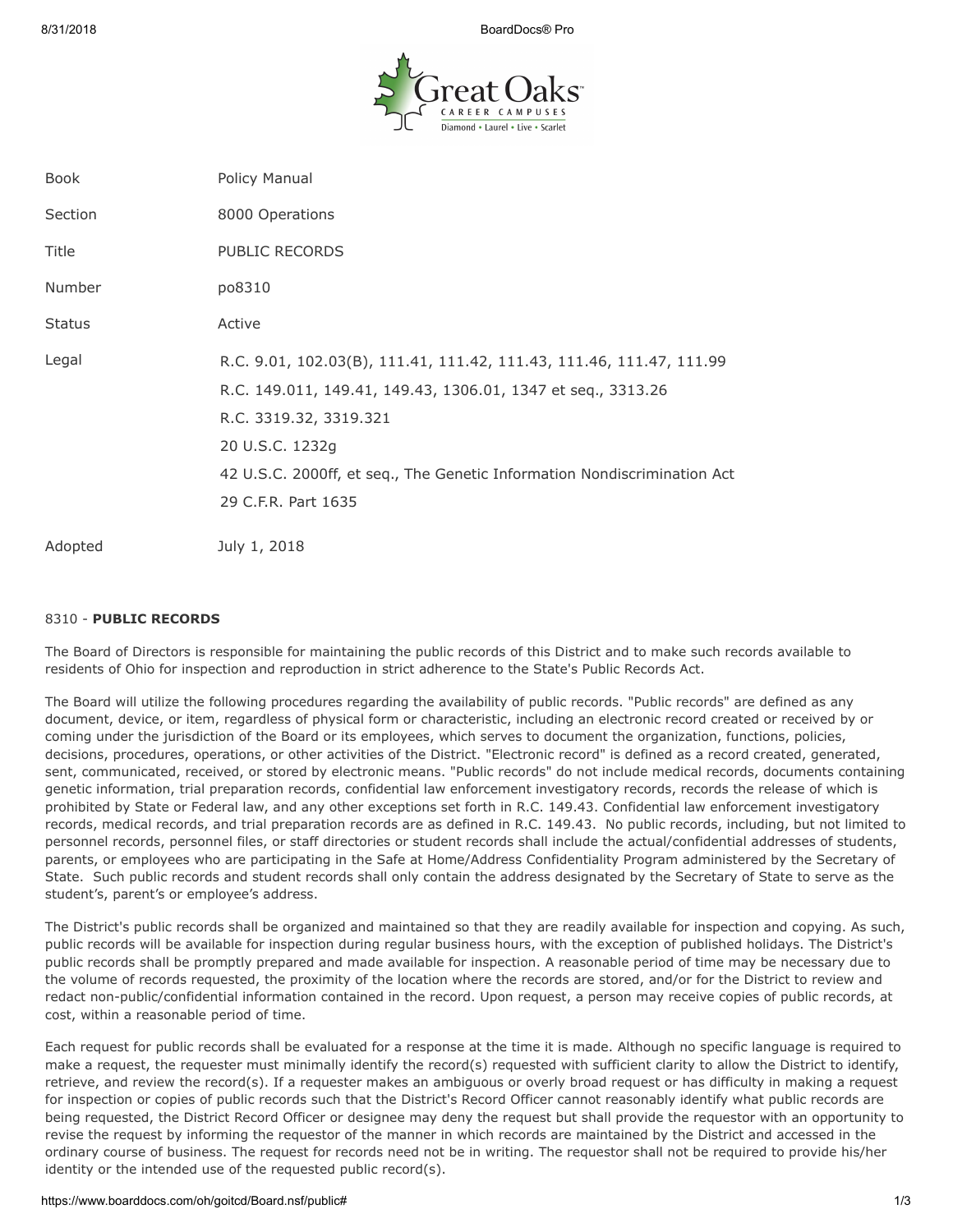| Book | Policy Manual |
| --- | --- |
| Section | 8000 Operations |
| Title | PUBLIC RECORDS |
| Number | po8310 |
| Status | Active |
| Legal | R.C. 9.01, 102.03(B), 111.41, 111.42, 111.43, 111.46, 111.47, 111.99<br>R.C. 149.011, 149.41, 149.43, 1306.01, 1347 et seq., 3313.26<br>R.C. 3319.32, 3319.321<br>20 U.S.C. 1232g<br>42 U.S.C. 2000ff, et seq., The Genetic Information Nondiscrimination Act<br>29 C.F.R. Part 1635 |
| Adopted | July 1, 2018 |

## 8310 - **PUBLIC RECORDS**

The Board of Directors is responsible for maintaining the public records of this District and to make such records available to residents of Ohio for inspection and reproduction in strict adherence to the State's Public Records Act.

The Board will utilize the following procedures regarding the availability of public records. "Public records" are defined as any document, device, or item, regardless of physical form or characteristic, including an electronic record created or received by or coming under the jurisdiction of the Board or its employees, which serves to document the organization, functions, policies, decisions, procedures, operations, or other activities of the District. "Electronic record" is defined as a record created, generated, sent, communicated, received, or stored by electronic means. "Public records" do not include medical records, documents containing genetic information, trial preparation records, confidential law enforcement investigatory records, records the release of which is prohibited by State or Federal law, and any other exceptions set forth in R.C. 149.43. Confidential law enforcement investigatory records, medical records, and trial preparation records are as defined in R.C. 149.43. No public records, including, but not limited to personnel records, personnel files, or staff directories or student records shall include the actual/confidential addresses of students, parents, or employees who are participating in the Safe at Home/Address Confidentiality Program administered by the Secretary of State. Such public records and student records shall only contain the address designated by the Secretary of State to serve as the student's, parent's or employee's address.

The District's public records shall be organized and maintained so that they are readily available for inspection and copying. As such, public records will be available for inspection during regular business hours, with the exception of published holidays. The District's public records shall be promptly prepared and made available for inspection. A reasonable period of time may be necessary due to the volume of records requested, the proximity of the location where the records are stored, and/or for the District to review and redact non-public/confidential information contained in the record. Upon request, a person may receive copies of public records, at cost, within a reasonable period of time.

Each request for public records shall be evaluated for a response at the time it is made. Although no specific language is required to make a request, the requester must minimally identify the record(s) requested with sufficient clarity to allow the District to identify, retrieve, and review the record(s). If a requester makes an ambiguous or overly broad request or has difficulty in making a request for inspection or copies of public records such that the District's Record Officer cannot reasonably identify what public records are being requested, the District Record Officer or designee may deny the request but shall provide the requestor with an opportunity to revise the request by informing the requestor of the manner in which records are maintained by the District and accessed in the ordinary course of business. The request for records need not be in writing. The requestor shall not be required to provide his/her identity or the intended use of the requested public record(s).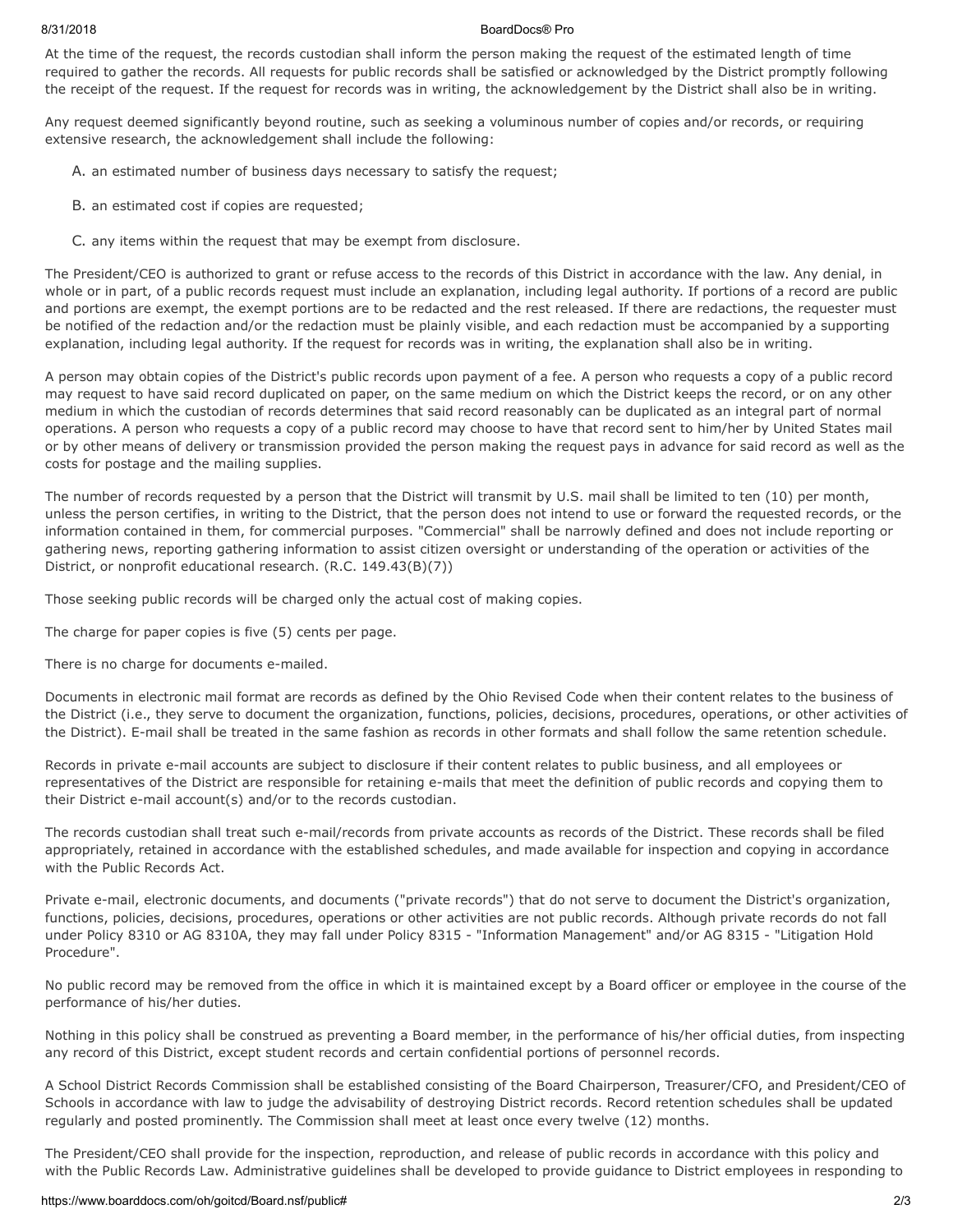At the time of the request, the records custodian shall inform the person making the request of the estimated length of time required to gather the records. All requests for public records shall be satisfied or acknowledged by the District promptly following the receipt of the request. If the request for records was in writing, the acknowledgement by the District shall also be in writing.

Any request deemed significantly beyond routine, such as seeking a voluminous number of copies and/or records, or requiring extensive research, the acknowledgement shall include the following:

A. an estimated number of business days necessary to satisfy the request;

B. an estimated cost if copies are requested;

C. any items within the request that may be exempt from disclosure.

The President/CEO is authorized to grant or refuse access to the records of this District in accordance with the law. Any denial, in whole or in part, of a public records request must include an explanation, including legal authority. If portions of a record are public and portions are exempt, the exempt portions are to be redacted and the rest released. If there are redactions, the requester must be notified of the redaction and/or the redaction must be plainly visible, and each redaction must be accompanied by a supporting explanation, including legal authority. If the request for records was in writing, the explanation shall also be in writing.

A person may obtain copies of the District's public records upon payment of a fee. A person who requests a copy of a public record may request to have said record duplicated on paper, on the same medium on which the District keeps the record, or on any other medium in which the custodian of records determines that said record reasonably can be duplicated as an integral part of normal operations. A person who requests a copy of a public record may choose to have that record sent to him/her by United States mail or by other means of delivery or transmission provided the person making the request pays in advance for said record as well as the costs for postage and the mailing supplies.

The number of records requested by a person that the District will transmit by U.S. mail shall be limited to ten (10) per month, unless the person certifies, in writing to the District, that the person does not intend to use or forward the requested records, or the information contained in them, for commercial purposes. "Commercial" shall be narrowly defined and does not include reporting or gathering news, reporting gathering information to assist citizen oversight or understanding of the operation or activities of the District, or nonprofit educational research. (R.C. 149.43(B)(7))

Those seeking public records will be charged only the actual cost of making copies.

The charge for paper copies is five (5) cents per page.

There is no charge for documents e-mailed.

Documents in electronic mail format are records as defined by the Ohio Revised Code when their content relates to the business of the District (i.e., they serve to document the organization, functions, policies, decisions, procedures, operations, or other activities of the District). E-mail shall be treated in the same fashion as records in other formats and shall follow the same retention schedule.

Records in private e-mail accounts are subject to disclosure if their content relates to public business, and all employees or representatives of the District are responsible for retaining e-mails that meet the definition of public records and copying them to their District e-mail account(s) and/or to the records custodian.

The records custodian shall treat such e-mail/records from private accounts as records of the District. These records shall be filed appropriately, retained in accordance with the established schedules, and made available for inspection and copying in accordance with the Public Records Act.

Private e-mail, electronic documents, and documents ("private records") that do not serve to document the District's organization, functions, policies, decisions, procedures, operations or other activities are not public records. Although private records do not fall under Policy 8310 or AG 8310A, they may fall under Policy 8315 - "Information Management" and/or AG 8315 - "Litigation Hold Procedure".

No public record may be removed from the office in which it is maintained except by a Board officer or employee in the course of the performance of his/her duties.

Nothing in this policy shall be construed as preventing a Board member, in the performance of his/her official duties, from inspecting any record of this District, except student records and certain confidential portions of personnel records.

A School District Records Commission shall be established consisting of the Board Chairperson, Treasurer/CFO, and President/CEO of Schools in accordance with law to judge the advisability of destroying District records. Record retention schedules shall be updated regularly and posted prominently. The Commission shall meet at least once every twelve (12) months.

The President/CEO shall provide for the inspection, reproduction, and release of public records in accordance with this policy and with the Public Records Law. Administrative guidelines shall be developed to provide guidance to District employees in responding to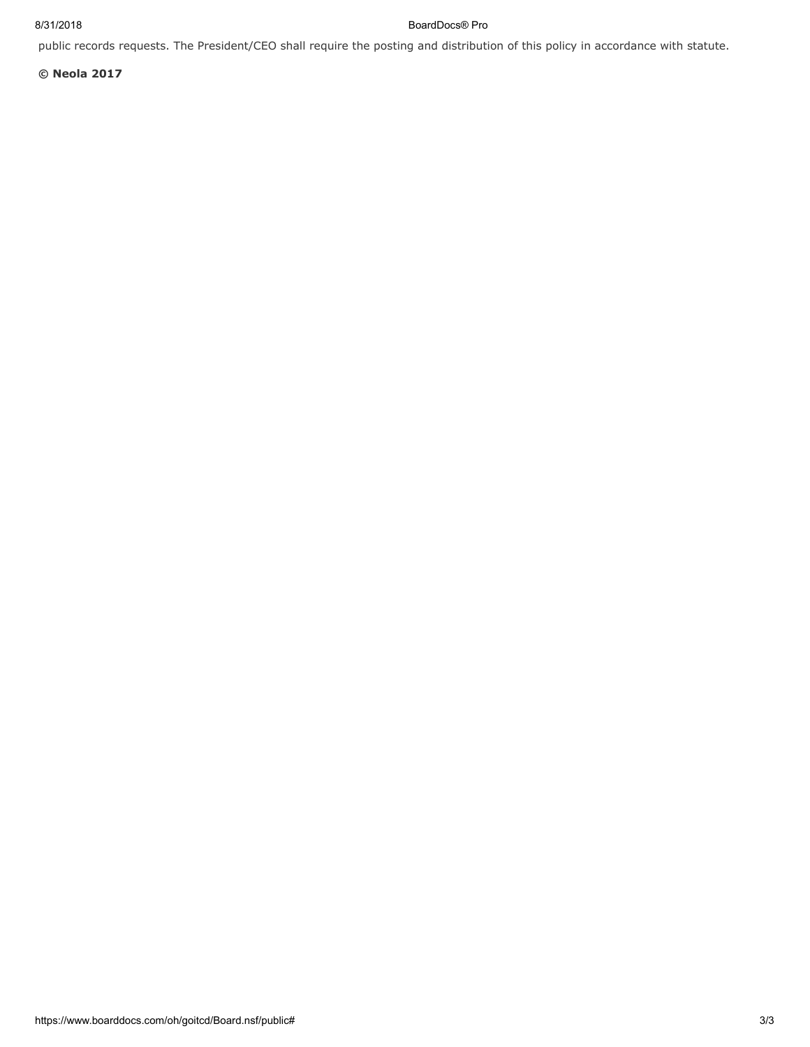public records requests. The President/CEO shall require the posting and distribution of this policy in accordance with statute.

**© Neola 2017**